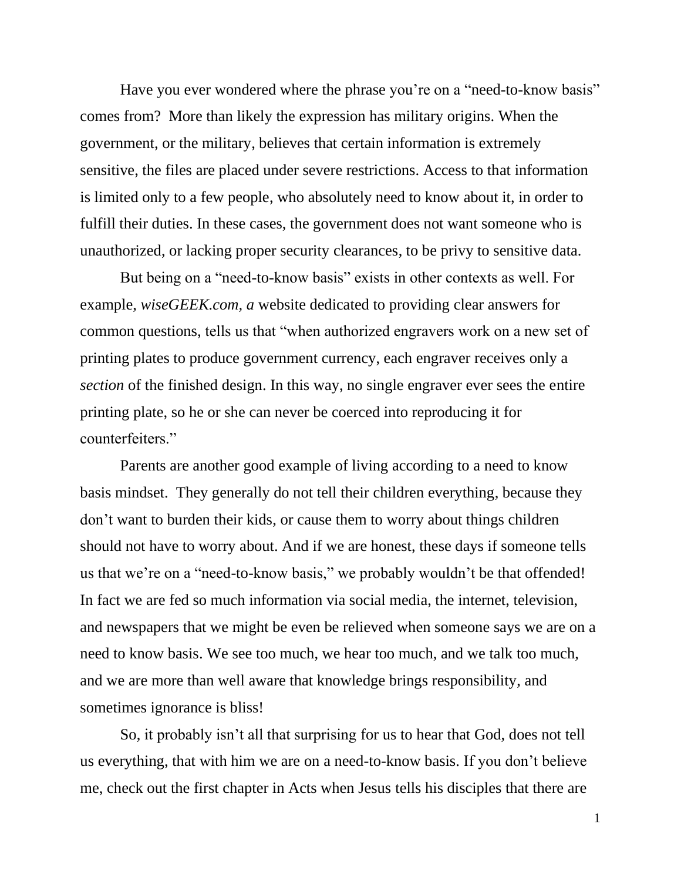Have you ever wondered where the phrase you're on a "need-to-know basis" comes from?  More than likely the expression has military origins. When the government, or the military, believes that certain information is extremely sensitive, the files are placed under severe restrictions. Access to that information is limited only to a few people, who absolutely need to know about it, in order to fulfill their duties. In these cases, the government does not want someone who is unauthorized, or lacking proper security clearances, to be privy to sensitive data.

But being on a "need-to-know basis" exists in other contexts as well. For example, *wiseGEEK.com, a* website dedicated to providing clear answers for common questions, tells us that "when authorized engravers work on a new set of printing plates to produce government currency, each engraver receives only a *section* of the finished design. In this way, no single engraver ever sees the entire printing plate, so he or she can never be coerced into reproducing it for counterfeiters."

Parents are another good example of living according to a need to know basis mindset.  They generally do not tell their children everything, because they don't want to burden their kids, or cause them to worry about things children should not have to worry about. And if we are honest, these days if someone tells us that we're on a "need-to-know basis," we probably wouldn't be that offended! In fact we are fed so much information via social media, the internet, television, and newspapers that we might be even be relieved when someone says we are on a need to know basis. We see too much, we hear too much, and we talk too much, and we are more than well aware that knowledge brings responsibility, and sometimes ignorance is bliss!

So, it probably isn't all that surprising for us to hear that God, does not tell us everything, that with him we are on a need-to-know basis. If you don't believe me, check out the first chapter in Acts when Jesus tells his disciples that there are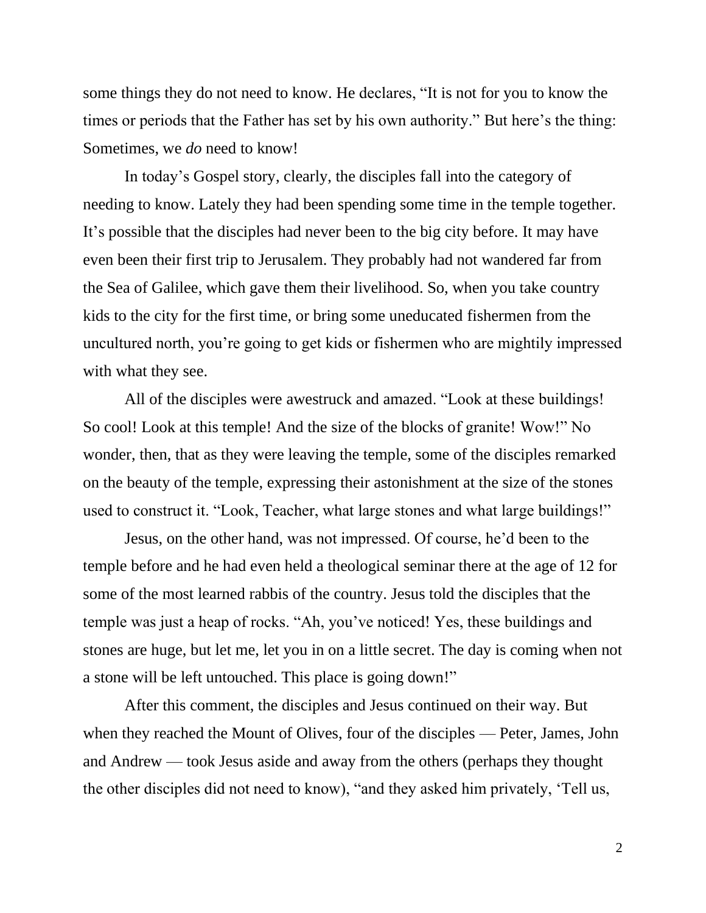some things they do not need to know. He declares, “It is not for you to know the times or periods that the Father has set by his own authority.” But here’s the thing: Sometimes, we *do* need to know!

In today’s Gospel story, clearly, the disciples fall into the category of needing to know. Lately they had been spending some time in the temple together. It’s possible that the disciples had never been to the big city before. It may have even been their first trip to Jerusalem. They probably had not wandered far from the Sea of Galilee, which gave them their livelihood. So, when you take country kids to the city for the first time, or bring some uneducated fishermen from the uncultured north, you’re going to get kids or fishermen who are mightily impressed with what they see.

All of the disciples were awestruck and amazed. “Look at these buildings! So cool! Look at this temple! And the size of the blocks of granite! Wow!” No wonder, then, that as they were leaving the temple, some of the disciples remarked on the beauty of the temple, expressing their astonishment at the size of the stones used to construct it. “Look, Teacher, what large stones and what large buildings!”

Jesus, on the other hand, was not impressed. Of course, he’d been to the temple before and he had even held a theological seminar there at the age of 12 for some of the most learned rabbis of the country. Jesus told the disciples that the temple was just a heap of rocks. “Ah, you’ve noticed! Yes, these buildings and stones are huge, but let me, let you in on a little secret. The day is coming when not a stone will be left untouched. This place is going down!”

After this comment, the disciples and Jesus continued on their way. But when they reached the Mount of Olives, four of the disciples — Peter, James, John and Andrew — took Jesus aside and away from the others (perhaps they thought the other disciples did not need to know), “and they asked him privately, ‘Tell us,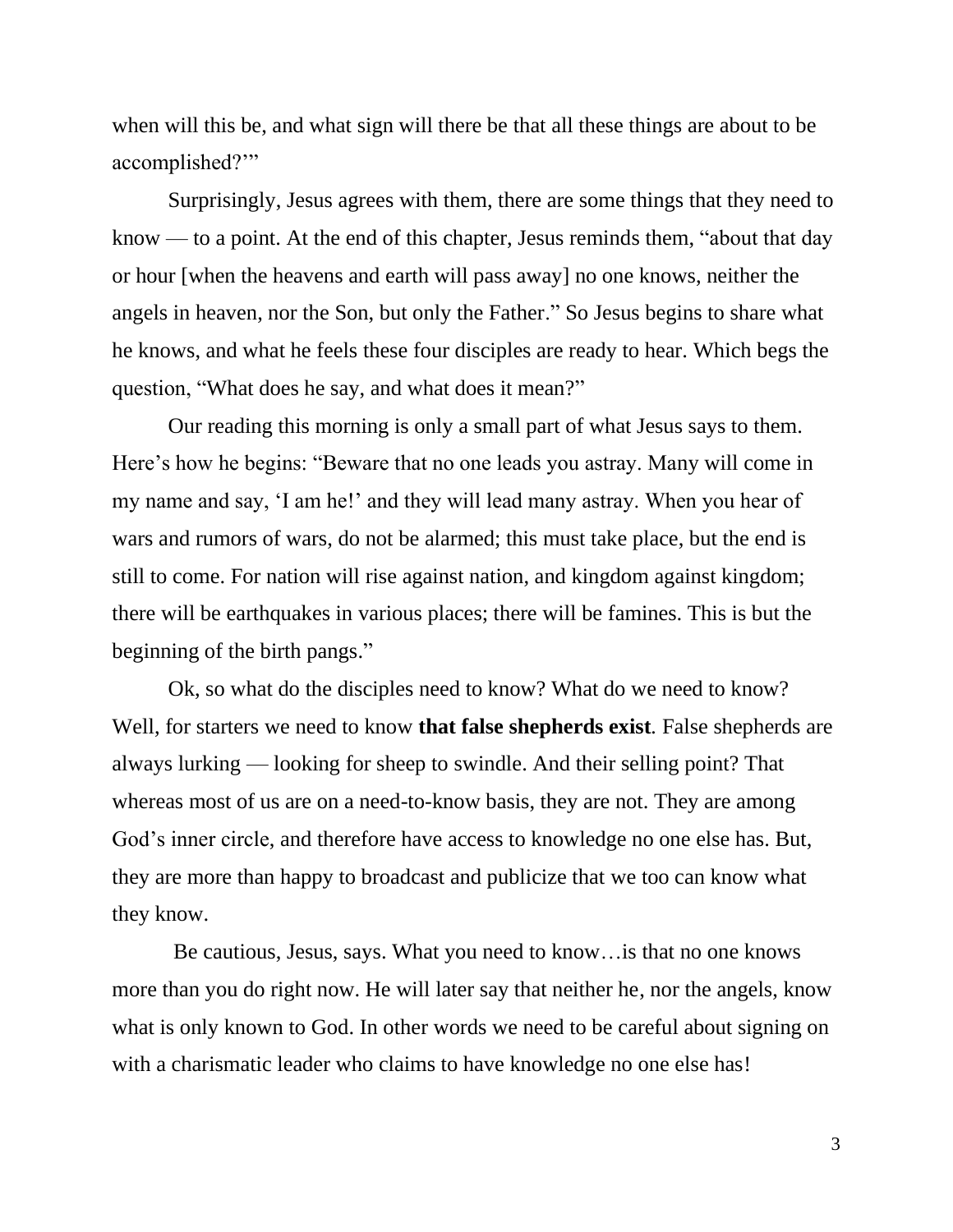when will this be, and what sign will there be that all these things are about to be accomplished?'"

Surprisingly, Jesus agrees with them, there are some things that they need to know — to a point. At the end of this chapter, Jesus reminds them, "about that day or hour [when the heavens and earth will pass away] no one knows, neither the angels in heaven, nor the Son, but only the Father." So Jesus begins to share what he knows, and what he feels these four disciples are ready to hear. Which begs the question, "What does he say, and what does it mean?"

Our reading this morning is only a small part of what Jesus says to them. Here's how he begins: "Beware that no one leads you astray. Many will come in my name and say, 'I am he!' and they will lead many astray. When you hear of wars and rumors of wars, do not be alarmed; this must take place, but the end is still to come. For nation will rise against nation, and kingdom against kingdom; there will be earthquakes in various places; there will be famines. This is but the beginning of the birth pangs."

Ok, so what do the disciples need to know? What do we need to know? Well, for starters we need to know **that false shepherds exist**. False shepherds are always lurking — looking for sheep to swindle. And their selling point? That whereas most of us are on a need-to-know basis, they are not. They are among God's inner circle, and therefore have access to knowledge no one else has. But, they are more than happy to broadcast and publicize that we too can know what they know.

Be cautious, Jesus, says. What you need to know…is that no one knows more than you do right now. He will later say that neither he, nor the angels, know what is only known to God. In other words we need to be careful about signing on with a charismatic leader who claims to have knowledge no one else has!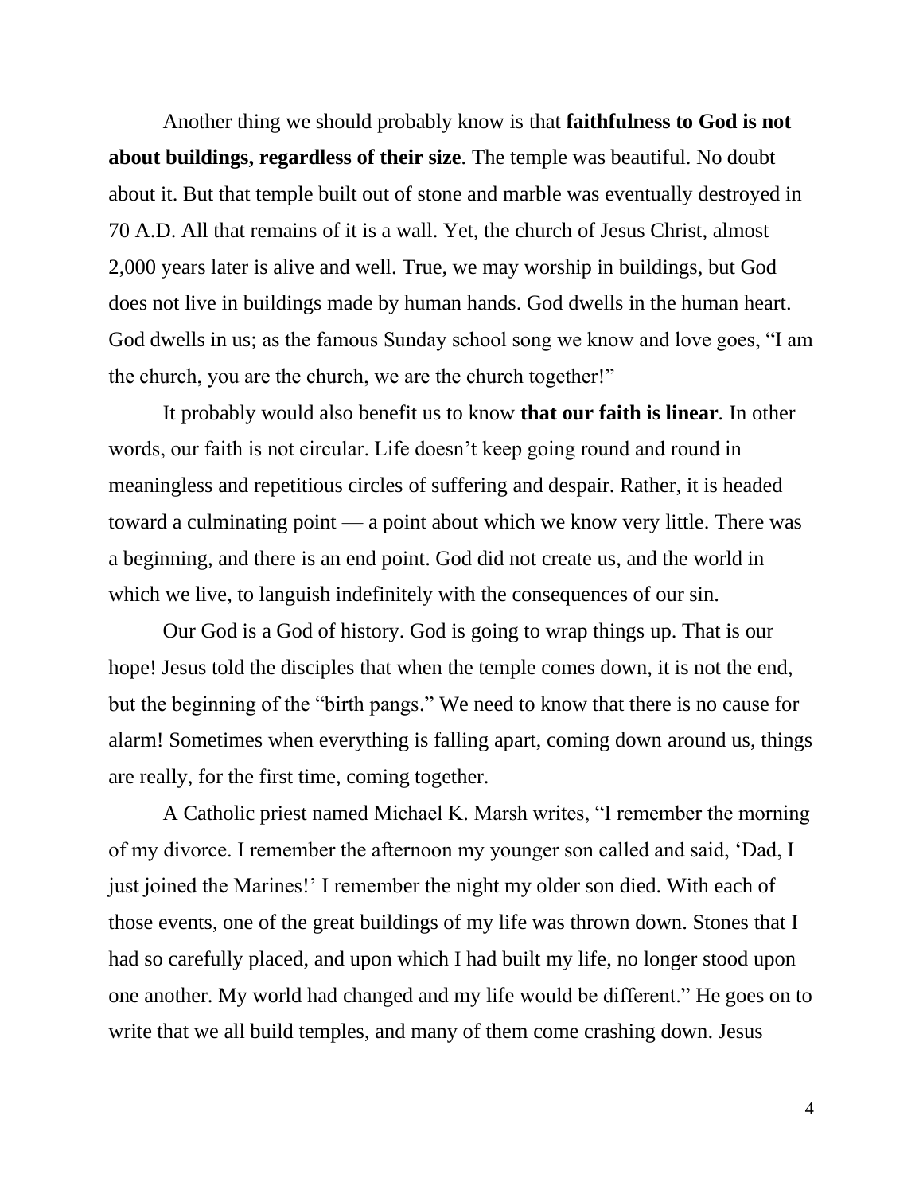Another thing we should probably know is that **faithfulness to God is not about buildings, regardless of their size**. The temple was beautiful. No doubt about it. But that temple built out of stone and marble was eventually destroyed in 70 A.D. All that remains of it is a wall. Yet, the church of Jesus Christ, almost 2,000 years later is alive and well. True, we may worship in buildings, but God does not live in buildings made by human hands. God dwells in the human heart. God dwells in us; as the famous Sunday school song we know and love goes, "I am the church, you are the church, we are the church together!"

It probably would also benefit us to know **that our faith is linear**. In other words, our faith is not circular. Life doesn't keep going round and round in meaningless and repetitious circles of suffering and despair. Rather, it is headed toward a culminating point — a point about which we know very little. There was a beginning, and there is an end point. God did not create us, and the world in which we live, to languish indefinitely with the consequences of our sin.

Our God is a God of history. God is going to wrap things up. That is our hope! Jesus told the disciples that when the temple comes down, it is not the end, but the beginning of the "birth pangs." We need to know that there is no cause for alarm! Sometimes when everything is falling apart, coming down around us, things are really, for the first time, coming together.

A Catholic priest named Michael K. Marsh writes, "I remember the morning of my divorce. I remember the afternoon my younger son called and said, 'Dad, I just joined the Marines!' I remember the night my older son died. With each of those events, one of the great buildings of my life was thrown down. Stones that I had so carefully placed, and upon which I had built my life, no longer stood upon one another. My world had changed and my life would be different." He goes on to write that we all build temples, and many of them come crashing down. Jesus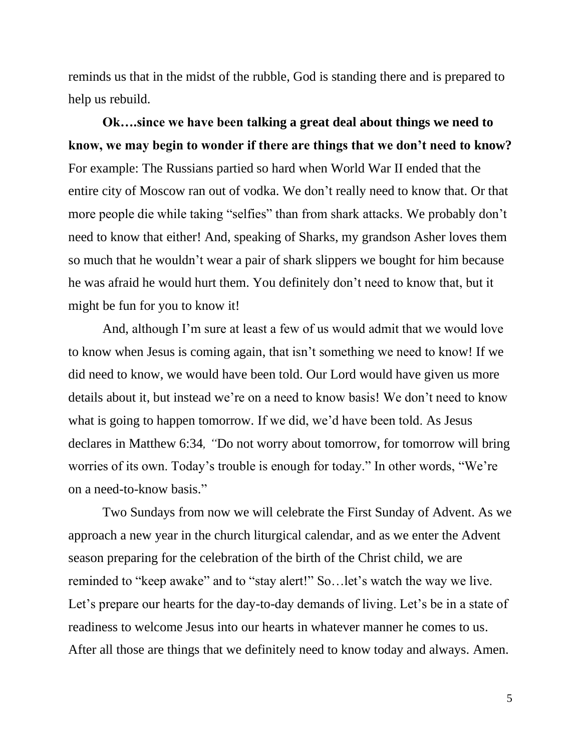reminds us that in the midst of the rubble, God is standing there and is prepared to help us rebuild.

**Ok….since we have been talking a great deal about things we need to know, we may begin to wonder if there are things that we don't need to know?** For example: The Russians partied so hard when World War II ended that the entire city of Moscow ran out of vodka. We don't really need to know that. Or that more people die while taking "selfies" than from shark attacks. We probably don't need to know that either! And, speaking of Sharks, my grandson Asher loves them so much that he wouldn't wear a pair of shark slippers we bought for him because he was afraid he would hurt them. You definitely don't need to know that, but it might be fun for you to know it!

And, although I'm sure at least a few of us would admit that we would love to know when Jesus is coming again, that isn't something we need to know! If we did need to know, we would have been told. Our Lord would have given us more details about it, but instead we're on a need to know basis! We don't need to know what is going to happen tomorrow. If we did, we'd have been told. As Jesus declares in Matthew 6:34*, "*Do not worry about tomorrow, for tomorrow will bring worries of its own. Today's trouble is enough for today." In other words, "We're on a need-to-know basis."

Two Sundays from now we will celebrate the First Sunday of Advent. As we approach a new year in the church liturgical calendar, and as we enter the Advent season preparing for the celebration of the birth of the Christ child, we are reminded to "keep awake" and to "stay alert!" So…let's watch the way we live. Let's prepare our hearts for the day-to-day demands of living. Let's be in a state of readiness to welcome Jesus into our hearts in whatever manner he comes to us. After all those are things that we definitely need to know today and always. Amen.